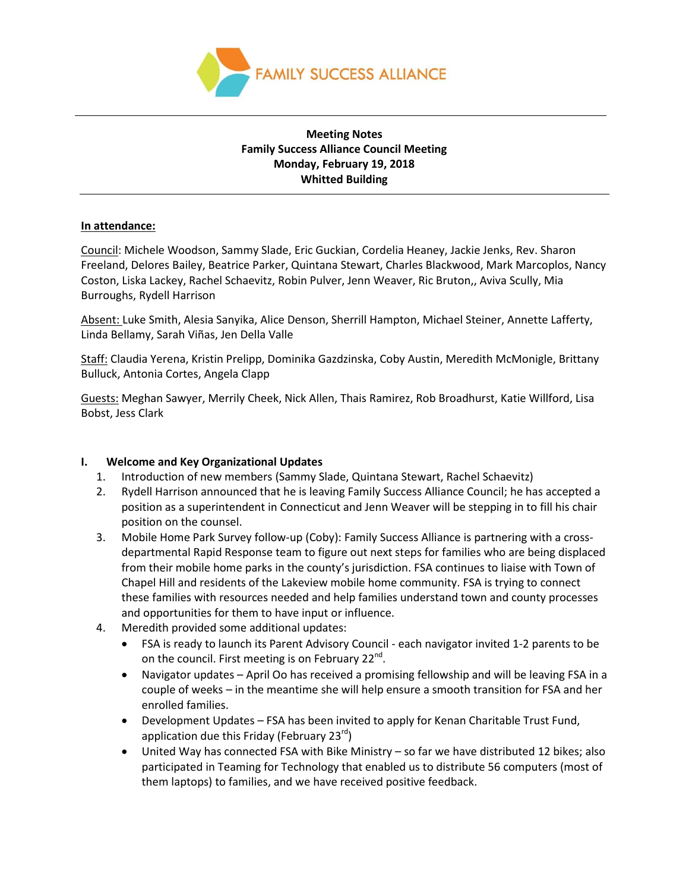FAMILY SUCCESS ALLIANCE

**Meeting Notes**
**Family Success Alliance Council Meeting**
**Monday, February 19, 2018**
**Whitted Building**

**In attendance:**

Council: Michele Woodson, Sammy Slade, Eric Guckian, Cordelia Heaney, Jackie Jenks, Rev. Sharon Freeland, Delores Bailey, Beatrice Parker, Quintana Stewart, Charles Blackwood, Mark Marcoplos, Nancy Coston, Liska Lackey, Rachel Schaevitz, Robin Pulver, Jenn Weaver, Ric Bruton,, Aviva Scully, Mia Burroughs, Rydell Harrison

Absent: Luke Smith, Alesia Sanyika, Alice Denson, Sherrill Hampton, Michael Steiner, Annette Lafferty, Linda Bellamy, Sarah Viñas, Jen Della Valle

Staff: Claudia Yerena, Kristin Prelipp, Dominika Gazdzinska, Coby Austin, Meredith McMonigle, Brittany Bulluck, Antonia Cortes, Angela Clapp

Guests: Meghan Sawyer, Merrily Cheek, Nick Allen, Thais Ramirez, Rob Broadhurst, Katie Willford, Lisa Bobst, Jess Clark

## I. Welcome and Key Organizational Updates

1. Introduction of new members (Sammy Slade, Quintana Stewart, Rachel Schaevitz)
2. Rydell Harrison announced that he is leaving Family Success Alliance Council; he has accepted a position as a superintendent in Connecticut and Jenn Weaver will be stepping in to fill his chair position on the counsel.
3. Mobile Home Park Survey follow-up (Coby): Family Success Alliance is partnering with a cross-departmental Rapid Response team to figure out next steps for families who are being displaced from their mobile home parks in the county's jurisdiction. FSA continues to liaise with Town of Chapel Hill and residents of the Lakeview mobile home community. FSA is trying to connect these families with resources needed and help families understand town and county processes and opportunities for them to have input or influence.
4. Meredith provided some additional updates:
   - FSA is ready to launch its Parent Advisory Council - each navigator invited 1-2 parents to be on the council. First meeting is on February 22nd.
   - Navigator updates – April Oo has received a promising fellowship and will be leaving FSA in a couple of weeks – in the meantime she will help ensure a smooth transition for FSA and her enrolled families.
   - Development Updates – FSA has been invited to apply for Kenan Charitable Trust Fund, application due this Friday (February 23rd)
   - United Way has connected FSA with Bike Ministry – so far we have distributed 12 bikes; also participated in Teaming for Technology that enabled us to distribute 56 computers (most of them laptops) to families, and we have received positive feedback.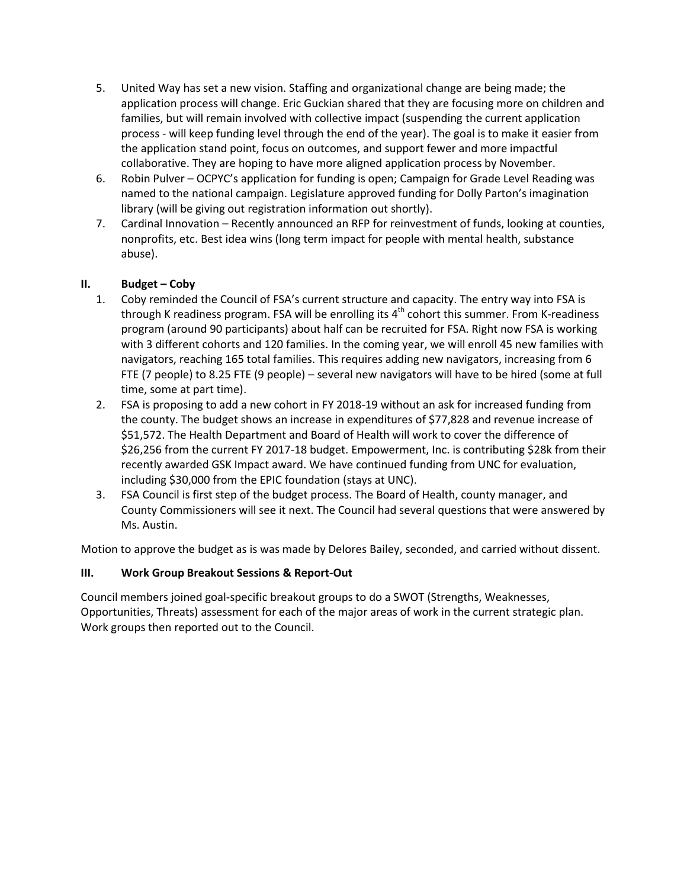5. United Way has set a new vision. Staffing and organizational change are being made; the application process will change. Eric Guckian shared that they are focusing more on children and families, but will remain involved with collective impact (suspending the current application process - will keep funding level through the end of the year). The goal is to make it easier from the application stand point, focus on outcomes, and support fewer and more impactful collaborative. They are hoping to have more aligned application process by November.
6. Robin Pulver – OCPYC's application for funding is open; Campaign for Grade Level Reading was named to the national campaign. Legislature approved funding for Dolly Parton's imagination library (will be giving out registration information out shortly).
7. Cardinal Innovation – Recently announced an RFP for reinvestment of funds, looking at counties, nonprofits, etc. Best idea wins (long term impact for people with mental health, substance abuse).

### II. Budget – Coby

1. Coby reminded the Council of FSA's current structure and capacity. The entry way into FSA is through K readiness program. FSA will be enrolling its 4th cohort this summer. From K-readiness program (around 90 participants) about half can be recruited for FSA. Right now FSA is working with 3 different cohorts and 120 families. In the coming year, we will enroll 45 new families with navigators, reaching 165 total families. This requires adding new navigators, increasing from 6 FTE (7 people) to 8.25 FTE (9 people) – several new navigators will have to be hired (some at full time, some at part time).
2. FSA is proposing to add a new cohort in FY 2018-19 without an ask for increased funding from the county. The budget shows an increase in expenditures of $77,828 and revenue increase of $51,572. The Health Department and Board of Health will work to cover the difference of $26,256 from the current FY 2017-18 budget. Empowerment, Inc. is contributing $28k from their recently awarded GSK Impact award. We have continued funding from UNC for evaluation, including $30,000 from the EPIC foundation (stays at UNC).
3. FSA Council is first step of the budget process. The Board of Health, county manager, and County Commissioners will see it next. The Council had several questions that were answered by Ms. Austin.

Motion to approve the budget as is was made by Delores Bailey, seconded, and carried without dissent.

### III. Work Group Breakout Sessions & Report-Out

Council members joined goal-specific breakout groups to do a SWOT (Strengths, Weaknesses, Opportunities, Threats) assessment for each of the major areas of work in the current strategic plan. Work groups then reported out to the Council.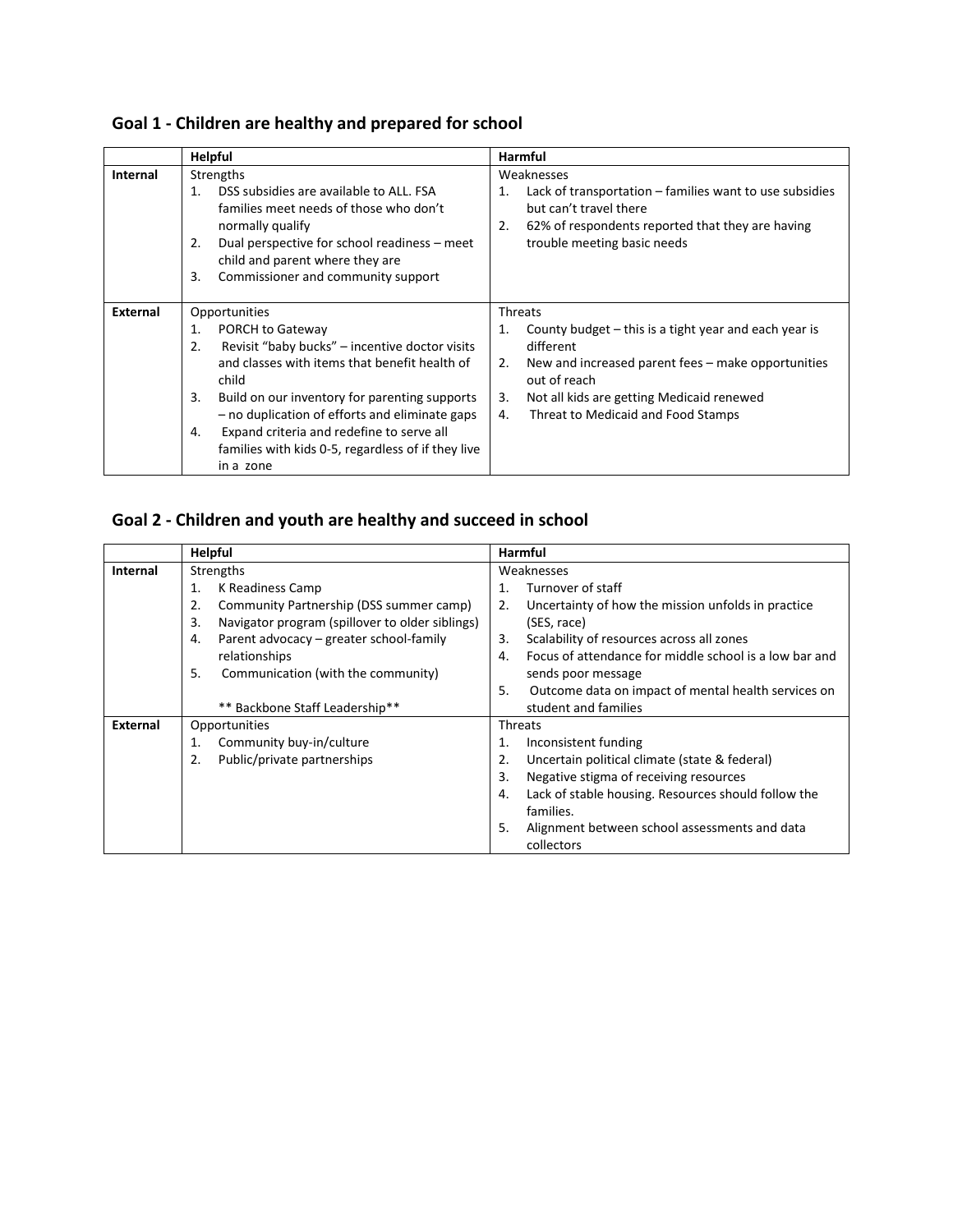## Goal 1 - Children are healthy and prepared for school

| | Helpful | Harmful |
|---|---|---|
| **Internal** | Strengths<br>1. DSS subsidies are available to ALL. FSA families meet needs of those who don't normally qualify<br>2. Dual perspective for school readiness – meet child and parent where they are<br>3. Commissioner and community support | Weaknesses<br>1. Lack of transportation – families want to use subsidies but can't travel there<br>2. 62% of respondents reported that they are having trouble meeting basic needs |
| **External** | Opportunities<br>1. PORCH to Gateway<br>2. Revisit "baby bucks" – incentive doctor visits and classes with items that benefit health of child<br>3. Build on our inventory for parenting supports – no duplication of efforts and eliminate gaps<br>4. Expand criteria and redefine to serve all families with kids 0-5, regardless of if they live in a zone | Threats<br>1. County budget – this is a tight year and each year is different<br>2. New and increased parent fees – make opportunities out of reach<br>3. Not all kids are getting Medicaid renewed<br>4. Threat to Medicaid and Food Stamps |

## Goal 2 - Children and youth are healthy and succeed in school

| | Helpful | Harmful |
|---|---|---|
| **Internal** | Strengths<br>1. K Readiness Camp<br>2. Community Partnership (DSS summer camp)<br>3. Navigator program (spillover to older siblings)<br>4. Parent advocacy – greater school-family relationships<br>5. Communication (with the community)<br><br>** Backbone Staff Leadership** | Weaknesses<br>1. Turnover of staff<br>2. Uncertainty of how the mission unfolds in practice (SES, race)<br>3. Scalability of resources across all zones<br>4. Focus of attendance for middle school is a low bar and sends poor message<br>5. Outcome data on impact of mental health services on student and families |
| **External** | Opportunities<br>1. Community buy-in/culture<br>2. Public/private partnerships | Threats<br>1. Inconsistent funding<br>2. Uncertain political climate (state & federal)<br>3. Negative stigma of receiving resources<br>4. Lack of stable housing. Resources should follow the families.<br>5. Alignment between school assessments and data collectors |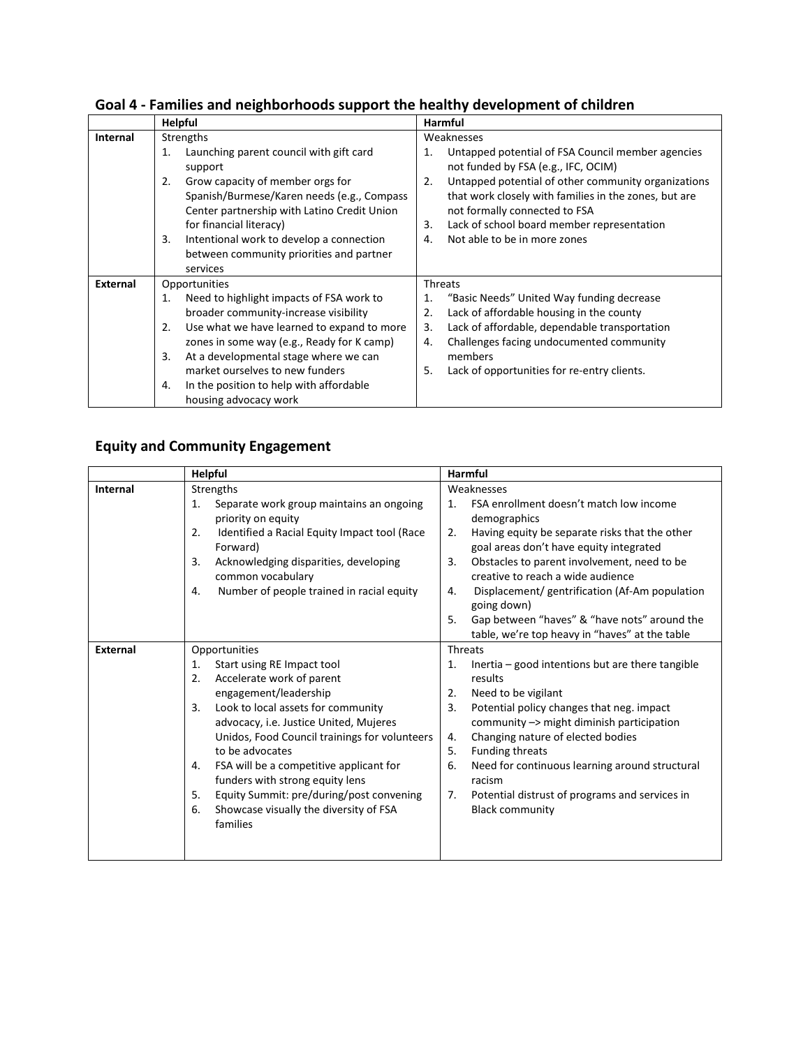## Goal 4 - Families and neighborhoods support the healthy development of children

| | Helpful | Harmful |
|---|---|---|
| **Internal** | Strengths<br>1. Launching parent council with gift card support<br>2. Grow capacity of member orgs for Spanish/Burmese/Karen needs (e.g., Compass Center partnership with Latino Credit Union for financial literacy)<br>3. Intentional work to develop a connection between community priorities and partner services | Weaknesses<br>1. Untapped potential of FSA Council member agencies not funded by FSA (e.g., IFC, OCIM)<br>2. Untapped potential of other community organizations that work closely with families in the zones, but are not formally connected to FSA<br>3. Lack of school board member representation<br>4. Not able to be in more zones |
| **External** | Opportunities<br>1. Need to highlight impacts of FSA work to broader community-increase visibility<br>2. Use what we have learned to expand to more zones in some way (e.g., Ready for K camp)<br>3. At a developmental stage where we can market ourselves to new funders<br>4. In the position to help with affordable housing advocacy work | Threats<br>1. "Basic Needs" United Way funding decrease<br>2. Lack of affordable housing in the county<br>3. Lack of affordable, dependable transportation<br>4. Challenges facing undocumented community members<br>5. Lack of opportunities for re-entry clients. |

## Equity and Community Engagement

| | Helpful | Harmful |
|---|---|---|
| **Internal** | Strengths<br>1. Separate work group maintains an ongoing priority on equity<br>2. Identified a Racial Equity Impact tool (Race Forward)<br>3. Acknowledging disparities, developing common vocabulary<br>4. Number of people trained in racial equity | Weaknesses<br>1. FSA enrollment doesn't match low income demographics<br>2. Having equity be separate risks that the other goal areas don't have equity integrated<br>3. Obstacles to parent involvement, need to be creative to reach a wide audience<br>4. Displacement/ gentrification (Af-Am population going down)<br>5. Gap between "haves" & "have nots" around the table, we're top heavy in "haves" at the table |
| **External** | Opportunities<br>1. Start using RE Impact tool<br>2. Accelerate work of parent engagement/leadership<br>3. Look to local assets for community advocacy, i.e. Justice United, Mujeres Unidos, Food Council trainings for volunteers to be advocates<br>4. FSA will be a competitive applicant for funders with strong equity lens<br>5. Equity Summit: pre/during/post convening<br>6. Showcase visually the diversity of FSA families | Threats<br>1. Inertia – good intentions but are there tangible results<br>2. Need to be vigilant<br>3. Potential policy changes that neg. impact community –> might diminish participation<br>4. Changing nature of elected bodies<br>5. Funding threats<br>6. Need for continuous learning around structural racism<br>7. Potential distrust of programs and services in Black community |